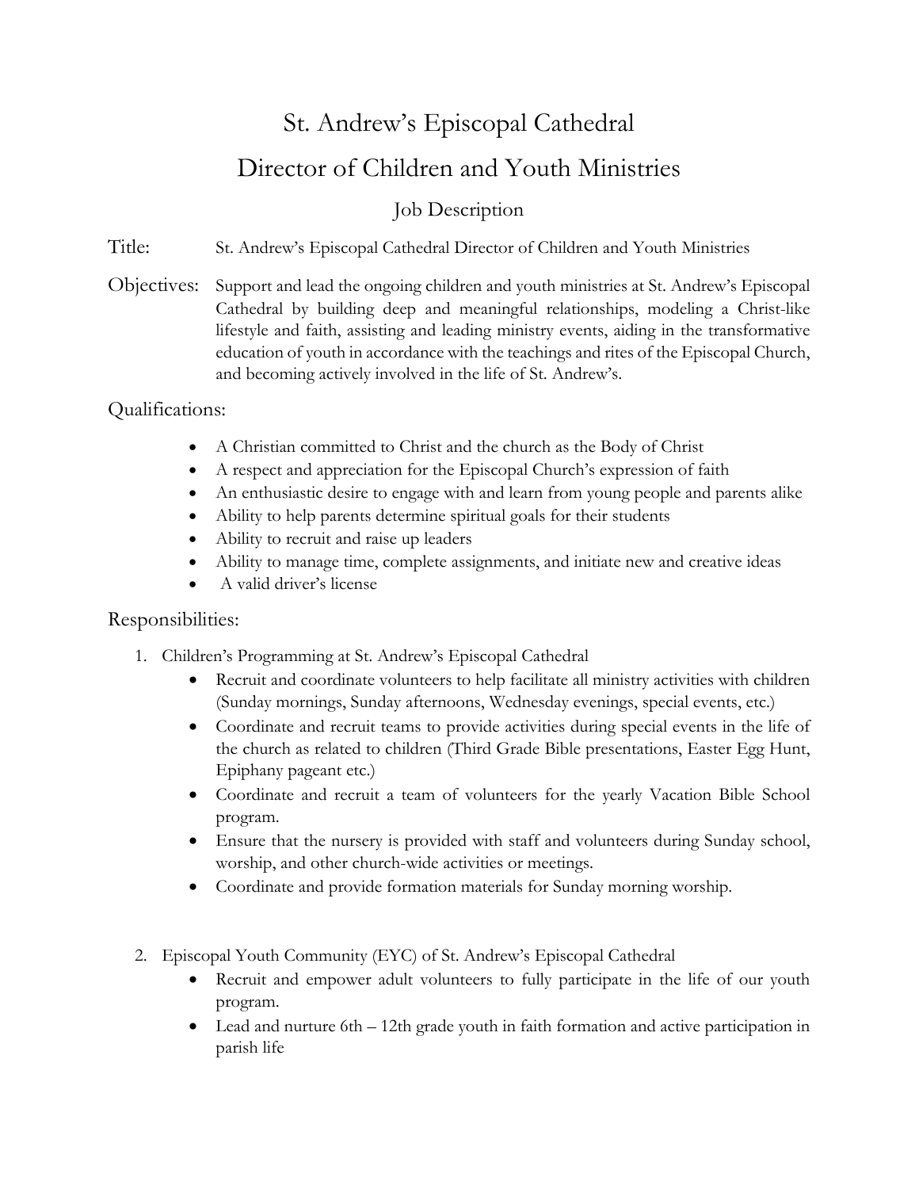# St. Andrew's Episcopal Cathedral

## Director of Children and Youth Ministries

### Job Description

**Title:** St. Andrew's Episcopal Cathedral Director of Children and Youth Ministries

**Objectives:** Support and lead the ongoing children and youth ministries at St. Andrew's Episcopal Cathedral by building deep and meaningful relationships, modeling a Christ-like lifestyle and faith, assisting and leading ministry events, aiding in the transformative education of youth in accordance with the teachings and rites of the Episcopal Church, and becoming actively involved in the life of St. Andrew's.

### Qualifications:

- A Christian committed to Christ and the church as the Body of Christ
- A respect and appreciation for the Episcopal Church's expression of faith
- An enthusiastic desire to engage with and learn from young people and parents alike
- Ability to help parents determine spiritual goals for their students
- Ability to recruit and raise up leaders
- Ability to manage time, complete assignments, and initiate new and creative ideas
- A valid driver's license

### Responsibilities:

1. Children's Programming at St. Andrew's Episcopal Cathedral
    - Recruit and coordinate volunteers to help facilitate all ministry activities with children (Sunday mornings, Sunday afternoons, Wednesday evenings, special events, etc.)
    - Coordinate and recruit teams to provide activities during special events in the life of the church as related to children (Third Grade Bible presentations, Easter Egg Hunt, Epiphany pageant etc.)
    - Coordinate and recruit a team of volunteers for the yearly Vacation Bible School program.
    - Ensure that the nursery is provided with staff and volunteers during Sunday school, worship, and other church-wide activities or meetings.
    - Coordinate and provide formation materials for Sunday morning worship.

2. Episcopal Youth Community (EYC) of St. Andrew's Episcopal Cathedral
    - Recruit and empower adult volunteers to fully participate in the life of our youth program.
    - Lead and nurture 6th – 12th grade youth in faith formation and active participation in parish life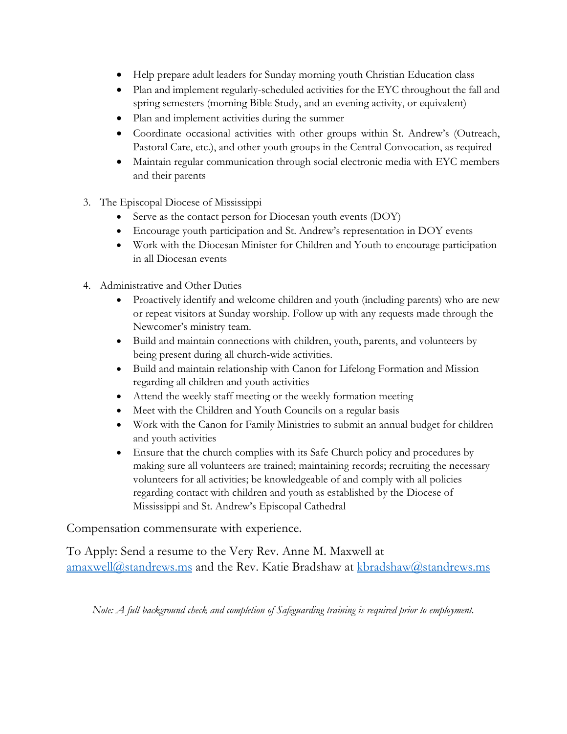- Help prepare adult leaders for Sunday morning youth Christian Education class
- Plan and implement regularly-scheduled activities for the EYC throughout the fall and spring semesters (morning Bible Study, and an evening activity, or equivalent)
- Plan and implement activities during the summer
- Coordinate occasional activities with other groups within St. Andrew's (Outreach, Pastoral Care, etc.), and other youth groups in the Central Convocation, as required
- Maintain regular communication through social electronic media with EYC members and their parents

3. The Episcopal Diocese of Mississippi
   - Serve as the contact person for Diocesan youth events (DOY)
   - Encourage youth participation and St. Andrew's representation in DOY events
   - Work with the Diocesan Minister for Children and Youth to encourage participation in all Diocesan events

4. Administrative and Other Duties
   - Proactively identify and welcome children and youth (including parents) who are new or repeat visitors at Sunday worship. Follow up with any requests made through the Newcomer's ministry team.
   - Build and maintain connections with children, youth, parents, and volunteers by being present during all church-wide activities.
   - Build and maintain relationship with Canon for Lifelong Formation and Mission regarding all children and youth activities
   - Attend the weekly staff meeting or the weekly formation meeting
   - Meet with the Children and Youth Councils on a regular basis
   - Work with the Canon for Family Ministries to submit an annual budget for children and youth activities
   - Ensure that the church complies with its Safe Church policy and procedures by making sure all volunteers are trained; maintaining records; recruiting the necessary volunteers for all activities; be knowledgeable of and comply with all policies regarding contact with children and youth as established by the Diocese of Mississippi and St. Andrew's Episcopal Cathedral

Compensation commensurate with experience.

To Apply: Send a resume to the Very Rev. Anne M. Maxwell at [amaxwell@standrews.ms](mailto:amaxwell@standrews.ms) and the Rev. Katie Bradshaw at [kbradshaw@standrews.ms](mailto:kbradshaw@standrews.ms)

*Note: A full background check and completion of Safeguarding training is required prior to employment.*